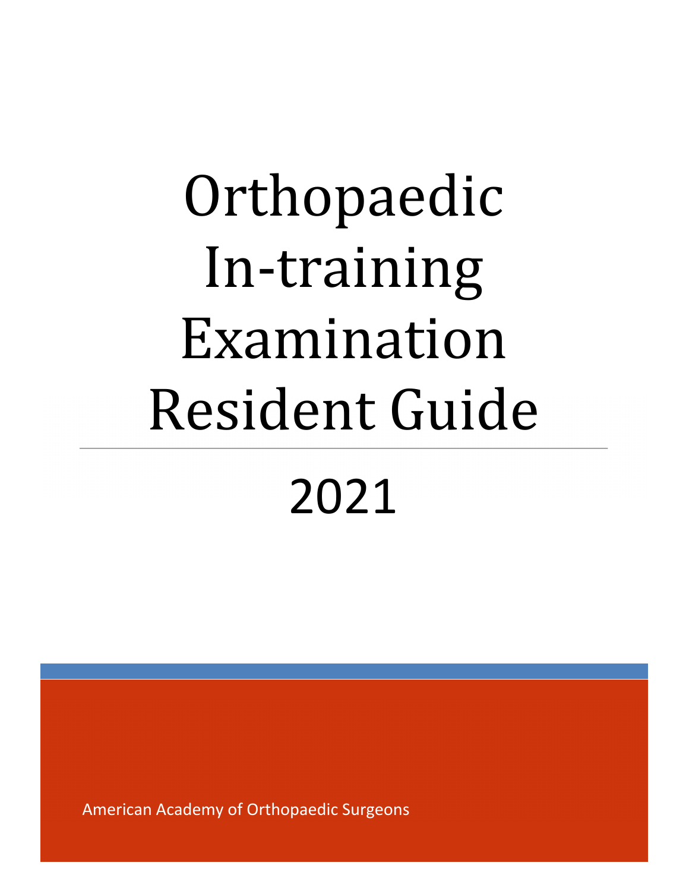# Orthopaedic In-training Examination Resident Guide

## 2021

American Academy of Orthopaedic Surgeons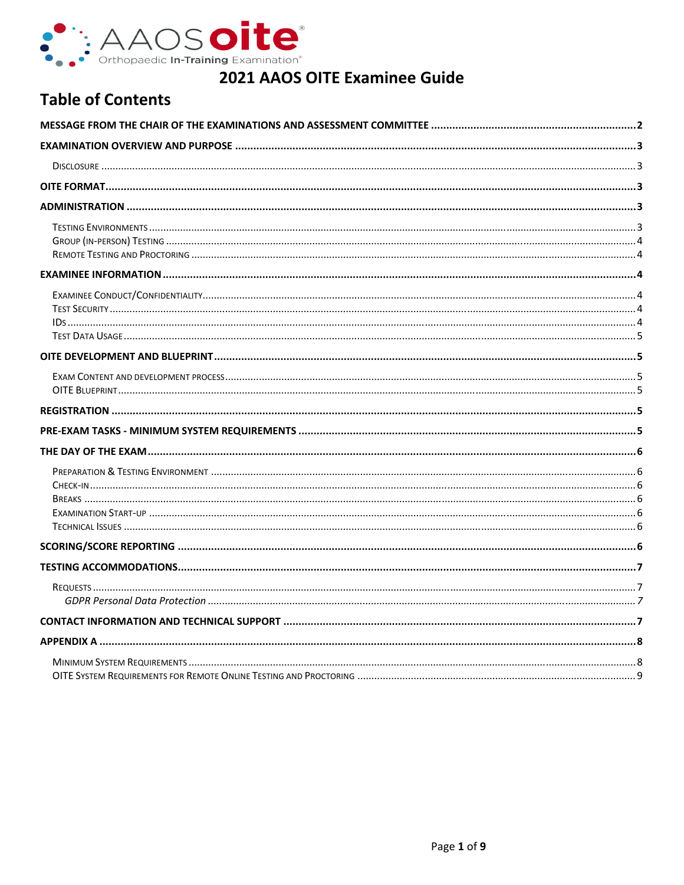# 2021 AAOS OITE Examinee Guide

## Table of Contents

MESSAGE FROM THE CHAIR OF THE EXAMINATIONS AND ASSESSMENT COMMITTEE ... 2

EXAMINATION OVERVIEW AND PURPOSE ... 3

- Disclosure ... 3

OITE FORMAT ... 3

ADMINISTRATION ... 3

- Testing Environments ... 3
- Group (In-Person) Testing ... 4
- Remote Testing and Proctoring ... 4

EXAMINEE INFORMATION ... 4

- Examinee Conduct/Confidentiality ... 4
- Test Security ... 4
- IDs ... 4
- Test Data Usage ... 5

OITE DEVELOPMENT AND BLUEPRINT ... 5

- Exam Content and development process ... 5
- OITE Blueprint ... 5

REGISTRATION ... 5

PRE-EXAM TASKS - MINIMUM SYSTEM REQUIREMENTS ... 5

THE DAY OF THE EXAM ... 6

- Preparation & Testing Environment ... 6
- Check-in ... 6
- Breaks ... 6
- Examination Start-up ... 6
- Technical Issues ... 6

SCORING/SCORE REPORTING ... 6

TESTING ACCOMMODATIONS ... 7

- Requests ... 7
  - *GDPR Personal Data Protection* ... 7

CONTACT INFORMATION AND TECHNICAL SUPPORT ... 7

APPENDIX A ... 8

- Minimum System Requirements ... 8
- OITE System Requirements for Remote Online Testing and Proctoring ... 9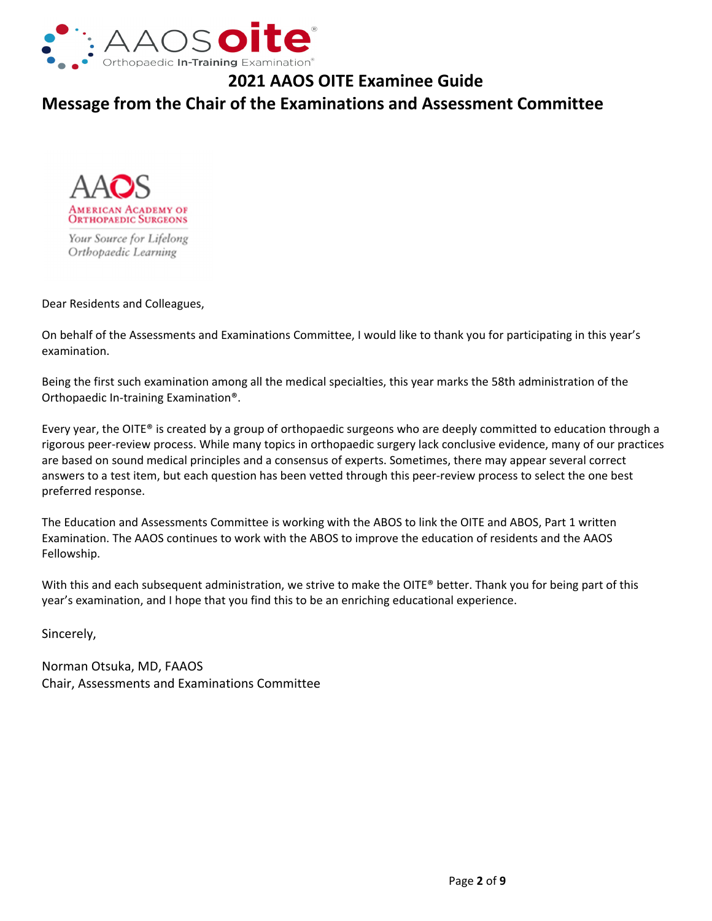# 2021 AAOS OITE Examinee Guide

## Message from the Chair of the Examinations and Assessment Committee

AAOS
American Academy of Orthopaedic Surgeons
*Your Source for Lifelong Orthopaedic Learning*

Dear Residents and Colleagues,

On behalf of the Assessments and Examinations Committee, I would like to thank you for participating in this year's examination.

Being the first such examination among all the medical specialties, this year marks the 58th administration of the Orthopaedic In-training Examination®.

Every year, the OITE® is created by a group of orthopaedic surgeons who are deeply committed to education through a rigorous peer-review process. While many topics in orthopaedic surgery lack conclusive evidence, many of our practices are based on sound medical principles and a consensus of experts. Sometimes, there may appear several correct answers to a test item, but each question has been vetted through this peer-review process to select the one best preferred response.

The Education and Assessments Committee is working with the ABOS to link the OITE and ABOS, Part 1 written Examination. The AAOS continues to work with the ABOS to improve the education of residents and the AAOS Fellowship.

With this and each subsequent administration, we strive to make the OITE® better. Thank you for being part of this year's examination, and I hope that you find this to be an enriching educational experience.

Sincerely,

Norman Otsuka, MD, FAAOS
Chair, Assessments and Examinations Committee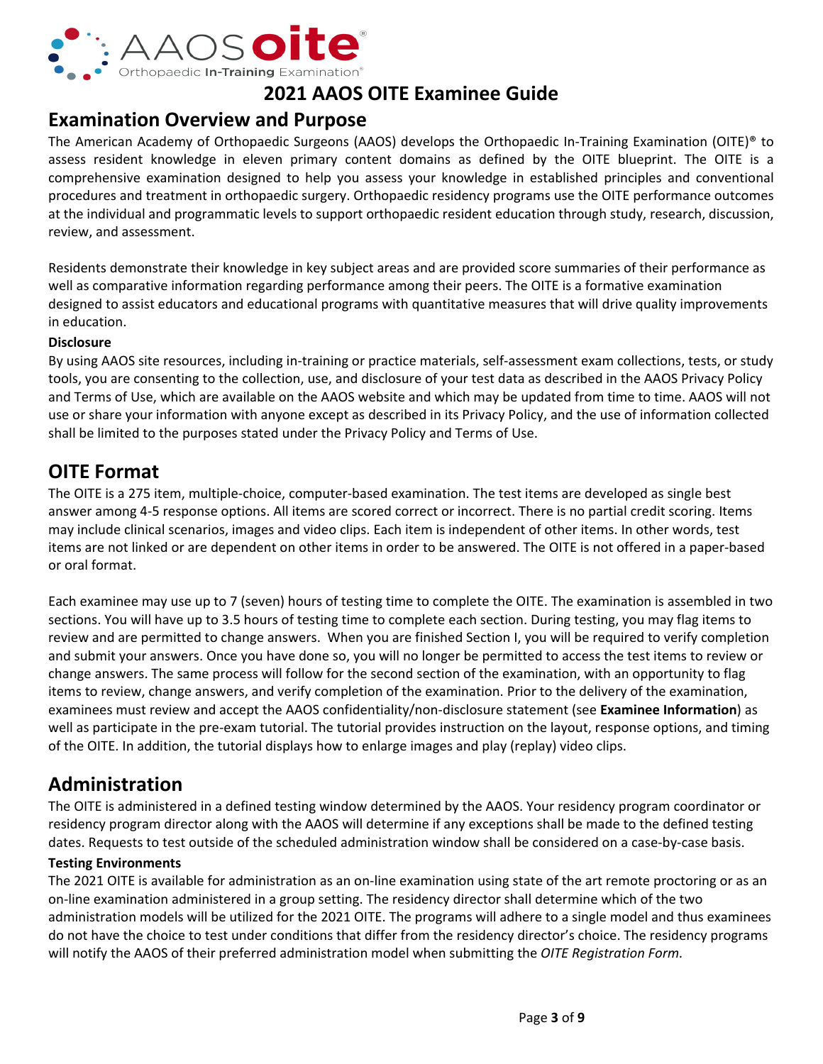# 2021 AAOS OITE Examinee Guide

## Examination Overview and Purpose

The American Academy of Orthopaedic Surgeons (AAOS) develops the Orthopaedic In-Training Examination (OITE)® to assess resident knowledge in eleven primary content domains as defined by the OITE blueprint. The OITE is a comprehensive examination designed to help you assess your knowledge in established principles and conventional procedures and treatment in orthopaedic surgery. Orthopaedic residency programs use the OITE performance outcomes at the individual and programmatic levels to support orthopaedic resident education through study, research, discussion, review, and assessment.

Residents demonstrate their knowledge in key subject areas and are provided score summaries of their performance as well as comparative information regarding performance among their peers. The OITE is a formative examination designed to assist educators and educational programs with quantitative measures that will drive quality improvements in education.

### Disclosure

By using AAOS site resources, including in-training or practice materials, self-assessment exam collections, tests, or study tools, you are consenting to the collection, use, and disclosure of your test data as described in the AAOS Privacy Policy and Terms of Use, which are available on the AAOS website and which may be updated from time to time. AAOS will not use or share your information with anyone except as described in its Privacy Policy, and the use of information collected shall be limited to the purposes stated under the Privacy Policy and Terms of Use.

## OITE Format

The OITE is a 275 item, multiple-choice, computer-based examination. The test items are developed as single best answer among 4-5 response options. All items are scored correct or incorrect. There is no partial credit scoring. Items may include clinical scenarios, images and video clips. Each item is independent of other items. In other words, test items are not linked or are dependent on other items in order to be answered. The OITE is not offered in a paper-based or oral format.

Each examinee may use up to 7 (seven) hours of testing time to complete the OITE. The examination is assembled in two sections. You will have up to 3.5 hours of testing time to complete each section. During testing, you may flag items to review and are permitted to change answers. When you are finished Section I, you will be required to verify completion and submit your answers. Once you have done so, you will no longer be permitted to access the test items to review or change answers. The same process will follow for the second section of the examination, with an opportunity to flag items to review, change answers, and verify completion of the examination. Prior to the delivery of the examination, examinees must review and accept the AAOS confidentiality/non-disclosure statement (see **Examinee Information**) as well as participate in the pre-exam tutorial. The tutorial provides instruction on the layout, response options, and timing of the OITE. In addition, the tutorial displays how to enlarge images and play (replay) video clips.

## Administration

The OITE is administered in a defined testing window determined by the AAOS. Your residency program coordinator or residency program director along with the AAOS will determine if any exceptions shall be made to the defined testing dates. Requests to test outside of the scheduled administration window shall be considered on a case-by-case basis.

### Testing Environments

The 2021 OITE is available for administration as an on-line examination using state of the art remote proctoring or as an on-line examination administered in a group setting. The residency director shall determine which of the two administration models will be utilized for the 2021 OITE. The programs will adhere to a single model and thus examinees do not have the choice to test under conditions that differ from the residency director's choice. The residency programs will notify the AAOS of their preferred administration model when submitting the *OITE Registration Form.*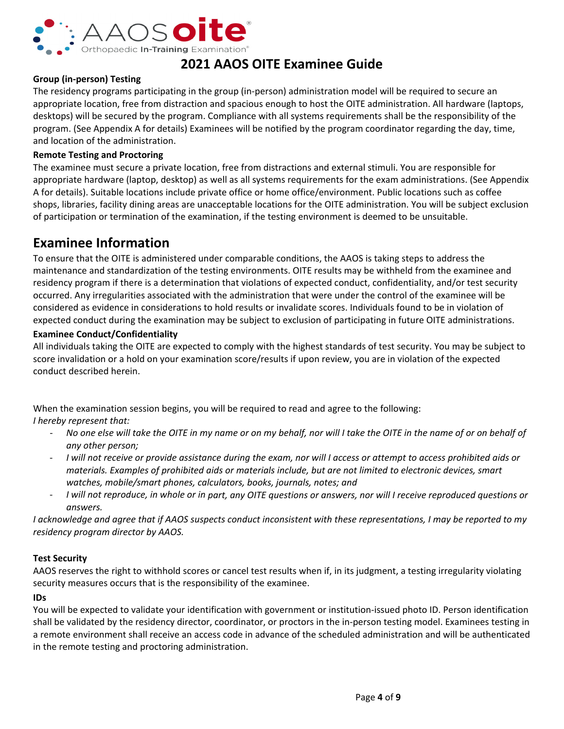### Group (in-person) Testing

The residency programs participating in the group (in-person) administration model will be required to secure an appropriate location, free from distraction and spacious enough to host the OITE administration. All hardware (laptops, desktops) will be secured by the program. Compliance with all systems requirements shall be the responsibility of the program. (See Appendix A for details) Examinees will be notified by the program coordinator regarding the day, time, and location of the administration.

### Remote Testing and Proctoring

The examinee must secure a private location, free from distractions and external stimuli. You are responsible for appropriate hardware (laptop, desktop) as well as all systems requirements for the exam administrations. (See Appendix A for details). Suitable locations include private office or home office/environment. Public locations such as coffee shops, libraries, facility dining areas are unacceptable locations for the OITE administration. You will be subject exclusion of participation or termination of the examination, if the testing environment is deemed to be unsuitable.

## Examinee Information

To ensure that the OITE is administered under comparable conditions, the AAOS is taking steps to address the maintenance and standardization of the testing environments. OITE results may be withheld from the examinee and residency program if there is a determination that violations of expected conduct, confidentiality, and/or test security occurred. Any irregularities associated with the administration that were under the control of the examinee will be considered as evidence in considerations to hold results or invalidate scores. Individuals found to be in violation of expected conduct during the examination may be subject to exclusion of participating in future OITE administrations.

### Examinee Conduct/Confidentiality

All individuals taking the OITE are expected to comply with the highest standards of test security. You may be subject to score invalidation or a hold on your examination score/results if upon review, you are in violation of the expected conduct described herein.

When the examination session begins, you will be required to read and agree to the following:

*I hereby represent that:*

- *No one else will take the OITE in my name or on my behalf, nor will I take the OITE in the name of or on behalf of any other person;*
- *I will not receive or provide assistance during the exam, nor will I access or attempt to access prohibited aids or materials. Examples of prohibited aids or materials include, but are not limited to electronic devices, smart watches, mobile/smart phones, calculators, books, journals, notes; and*
- *I will not reproduce, in whole or in part, any OITE questions or answers, nor will I receive reproduced questions or answers.*

*I acknowledge and agree that if AAOS suspects conduct inconsistent with these representations, I may be reported to my residency program director by AAOS.*

### Test Security

AAOS reserves the right to withhold scores or cancel test results when if, in its judgment, a testing irregularity violating security measures occurs that is the responsibility of the examinee.

### IDs

You will be expected to validate your identification with government or institution-issued photo ID. Person identification shall be validated by the residency director, coordinator, or proctors in the in-person testing model. Examinees testing in a remote environment shall receive an access code in advance of the scheduled administration and will be authenticated in the remote testing and proctoring administration.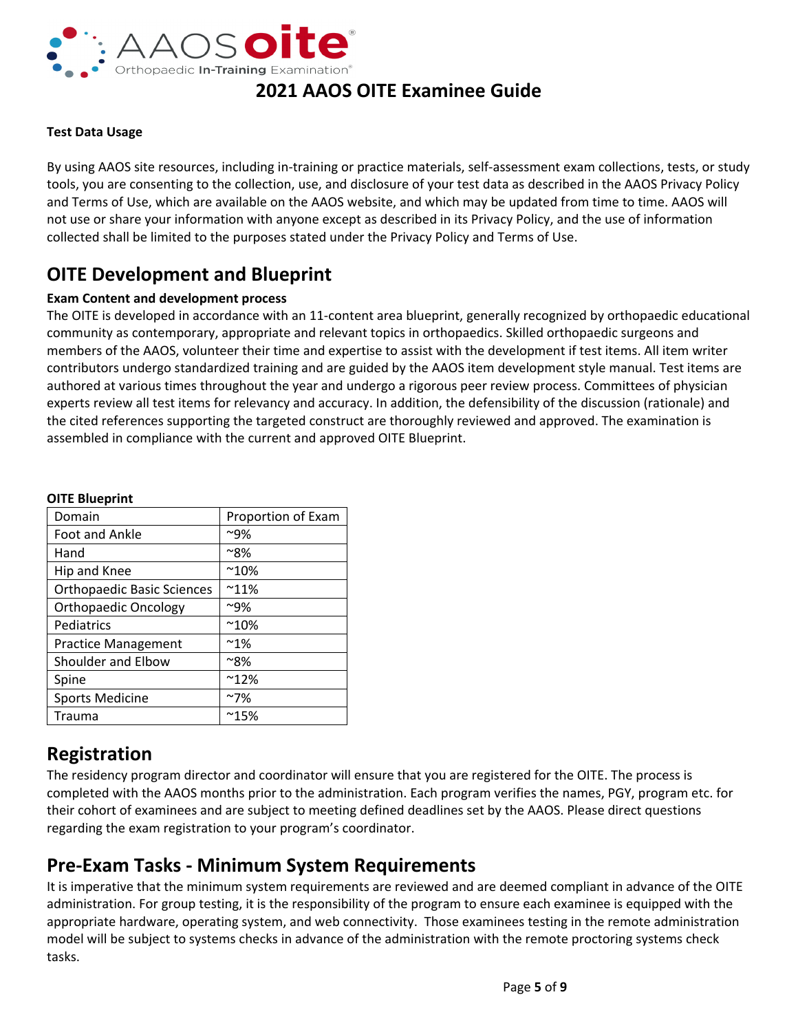#### Test Data Usage

By using AAOS site resources, including in-training or practice materials, self-assessment exam collections, tests, or study tools, you are consenting to the collection, use, and disclosure of your test data as described in the AAOS Privacy Policy and Terms of Use, which are available on the AAOS website, and which may be updated from time to time. AAOS will not use or share your information with anyone except as described in its Privacy Policy, and the use of information collected shall be limited to the purposes stated under the Privacy Policy and Terms of Use.

## OITE Development and Blueprint

#### Exam Content and development process

The OITE is developed in accordance with an 11-content area blueprint, generally recognized by orthopaedic educational community as contemporary, appropriate and relevant topics in orthopaedics. Skilled orthopaedic surgeons and members of the AAOS, volunteer their time and expertise to assist with the development if test items. All item writer contributors undergo standardized training and are guided by the AAOS item development style manual. Test items are authored at various times throughout the year and undergo a rigorous peer review process. Committees of physician experts review all test items for relevancy and accuracy. In addition, the defensibility of the discussion (rationale) and the cited references supporting the targeted construct are thoroughly reviewed and approved. The examination is assembled in compliance with the current and approved OITE Blueprint.

**OITE Blueprint**

| Domain | Proportion of Exam |
|---|---|
| Foot and Ankle | ~9% |
| Hand | ~8% |
| Hip and Knee | ~10% |
| Orthopaedic Basic Sciences | ~11% |
| Orthopaedic Oncology | ~9% |
| Pediatrics | ~10% |
| Practice Management | ~1% |
| Shoulder and Elbow | ~8% |
| Spine | ~12% |
| Sports Medicine | ~7% |
| Trauma | ~15% |

## Registration

The residency program director and coordinator will ensure that you are registered for the OITE. The process is completed with the AAOS months prior to the administration. Each program verifies the names, PGY, program etc. for their cohort of examinees and are subject to meeting defined deadlines set by the AAOS. Please direct questions regarding the exam registration to your program's coordinator.

## Pre-Exam Tasks - Minimum System Requirements

It is imperative that the minimum system requirements are reviewed and are deemed compliant in advance of the OITE administration. For group testing, it is the responsibility of the program to ensure each examinee is equipped with the appropriate hardware, operating system, and web connectivity. Those examinees testing in the remote administration model will be subject to systems checks in advance of the administration with the remote proctoring systems check tasks.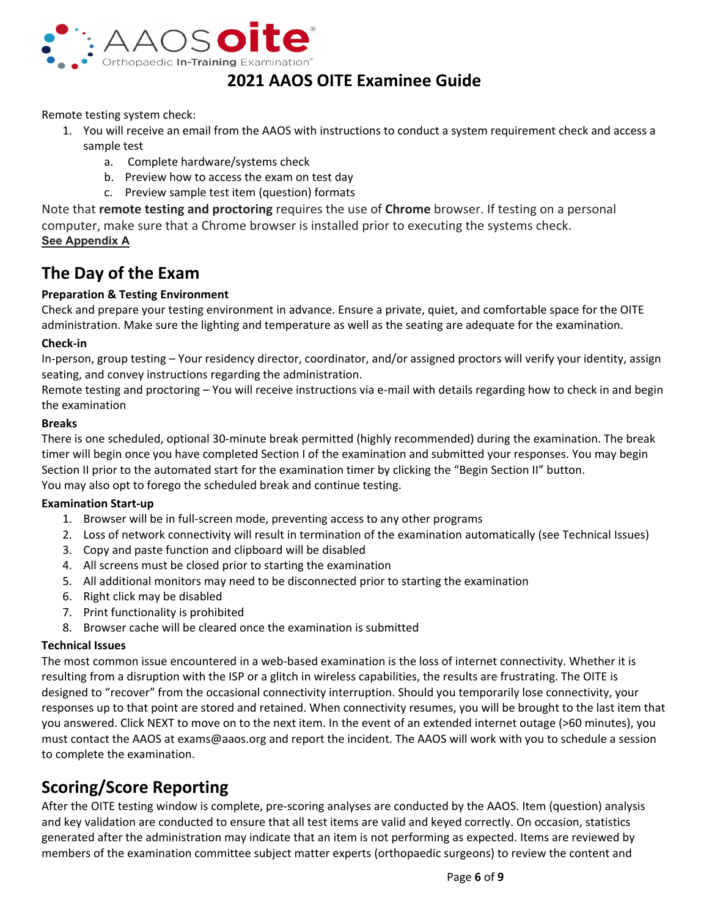Remote testing system check:

1. You will receive an email from the AAOS with instructions to conduct a system requirement check and access a sample test
   a. Complete hardware/systems check
   b. Preview how to access the exam on test day
   c. Preview sample test item (question) formats

Note that **remote testing and proctoring** requires the use of **Chrome** browser. If testing on a personal computer, make sure that a Chrome browser is installed prior to executing the systems check.
**See Appendix A**

## The Day of the Exam

### Preparation & Testing Environment

Check and prepare your testing environment in advance. Ensure a private, quiet, and comfortable space for the OITE administration. Make sure the lighting and temperature as well as the seating are adequate for the examination.

### Check-in

In-person, group testing – Your residency director, coordinator, and/or assigned proctors will verify your identity, assign seating, and convey instructions regarding the administration.
Remote testing and proctoring – You will receive instructions via e-mail with details regarding how to check in and begin the examination

### Breaks

There is one scheduled, optional 30-minute break permitted (highly recommended) during the examination. The break timer will begin once you have completed Section I of the examination and submitted your responses. You may begin Section II prior to the automated start for the examination timer by clicking the "Begin Section II" button.
You may also opt to forego the scheduled break and continue testing.

### Examination Start-up

1. Browser will be in full-screen mode, preventing access to any other programs
2. Loss of network connectivity will result in termination of the examination automatically (see Technical Issues)
3. Copy and paste function and clipboard will be disabled
4. All screens must be closed prior to starting the examination
5. All additional monitors may need to be disconnected prior to starting the examination
6. Right click may be disabled
7. Print functionality is prohibited
8. Browser cache will be cleared once the examination is submitted

### Technical Issues

The most common issue encountered in a web-based examination is the loss of internet connectivity. Whether it is resulting from a disruption with the ISP or a glitch in wireless capabilities, the results are frustrating. The OITE is designed to "recover" from the occasional connectivity interruption. Should you temporarily lose connectivity, your responses up to that point are stored and retained. When connectivity resumes, you will be brought to the last item that you answered. Click NEXT to move on to the next item. In the event of an extended internet outage (>60 minutes), you must contact the AAOS at exams@aaos.org and report the incident. The AAOS will work with you to schedule a session to complete the examination.

## Scoring/Score Reporting

After the OITE testing window is complete, pre-scoring analyses are conducted by the AAOS. Item (question) analysis and key validation are conducted to ensure that all test items are valid and keyed correctly. On occasion, statistics generated after the administration may indicate that an item is not performing as expected. Items are reviewed by members of the examination committee subject matter experts (orthopaedic surgeons) to review the content and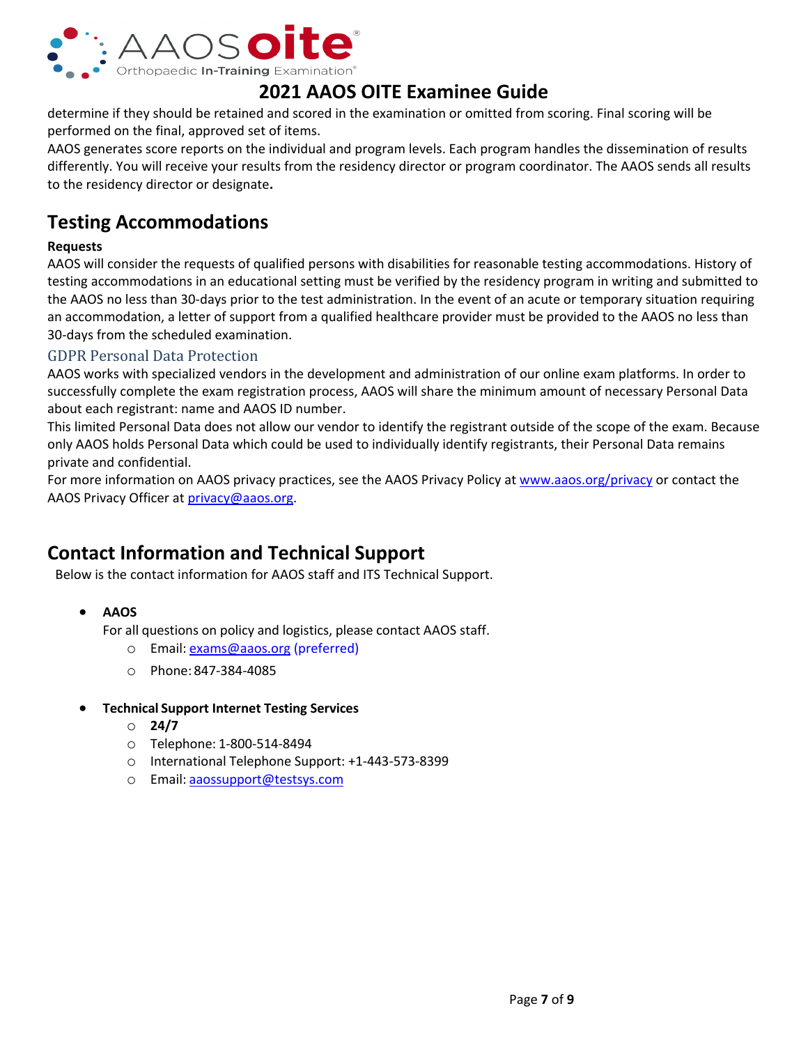determine if they should be retained and scored in the examination or omitted from scoring. Final scoring will be performed on the final, approved set of items.

AAOS generates score reports on the individual and program levels. Each program handles the dissemination of results differently. You will receive your results from the residency director or program coordinator. The AAOS sends all results to the residency director or designate**.**

## Testing Accommodations

**Requests**

AAOS will consider the requests of qualified persons with disabilities for reasonable testing accommodations. History of testing accommodations in an educational setting must be verified by the residency program in writing and submitted to the AAOS no less than 30-days prior to the test administration. In the event of an acute or temporary situation requiring an accommodation, a letter of support from a qualified healthcare provider must be provided to the AAOS no less than 30-days from the scheduled examination.

### GDPR Personal Data Protection

AAOS works with specialized vendors in the development and administration of our online exam platforms. In order to successfully complete the exam registration process, AAOS will share the minimum amount of necessary Personal Data about each registrant: name and AAOS ID number.

This limited Personal Data does not allow our vendor to identify the registrant outside of the scope of the exam. Because only AAOS holds Personal Data which could be used to individually identify registrants, their Personal Data remains private and confidential.

For more information on AAOS privacy practices, see the AAOS Privacy Policy at www.aaos.org/privacy or contact the AAOS Privacy Officer at privacy@aaos.org.

## Contact Information and Technical Support

Below is the contact information for AAOS staff and ITS Technical Support.

- **AAOS**
  For all questions on policy and logistics, please contact AAOS staff.
  - Email: exams@aaos.org (preferred)
  - Phone: 847-384-4085

- **Technical Support Internet Testing Services**
  - **24/7**
  - Telephone: 1-800-514-8494
  - International Telephone Support: +1-443-573-8399
  - Email: aaossupport@testsys.com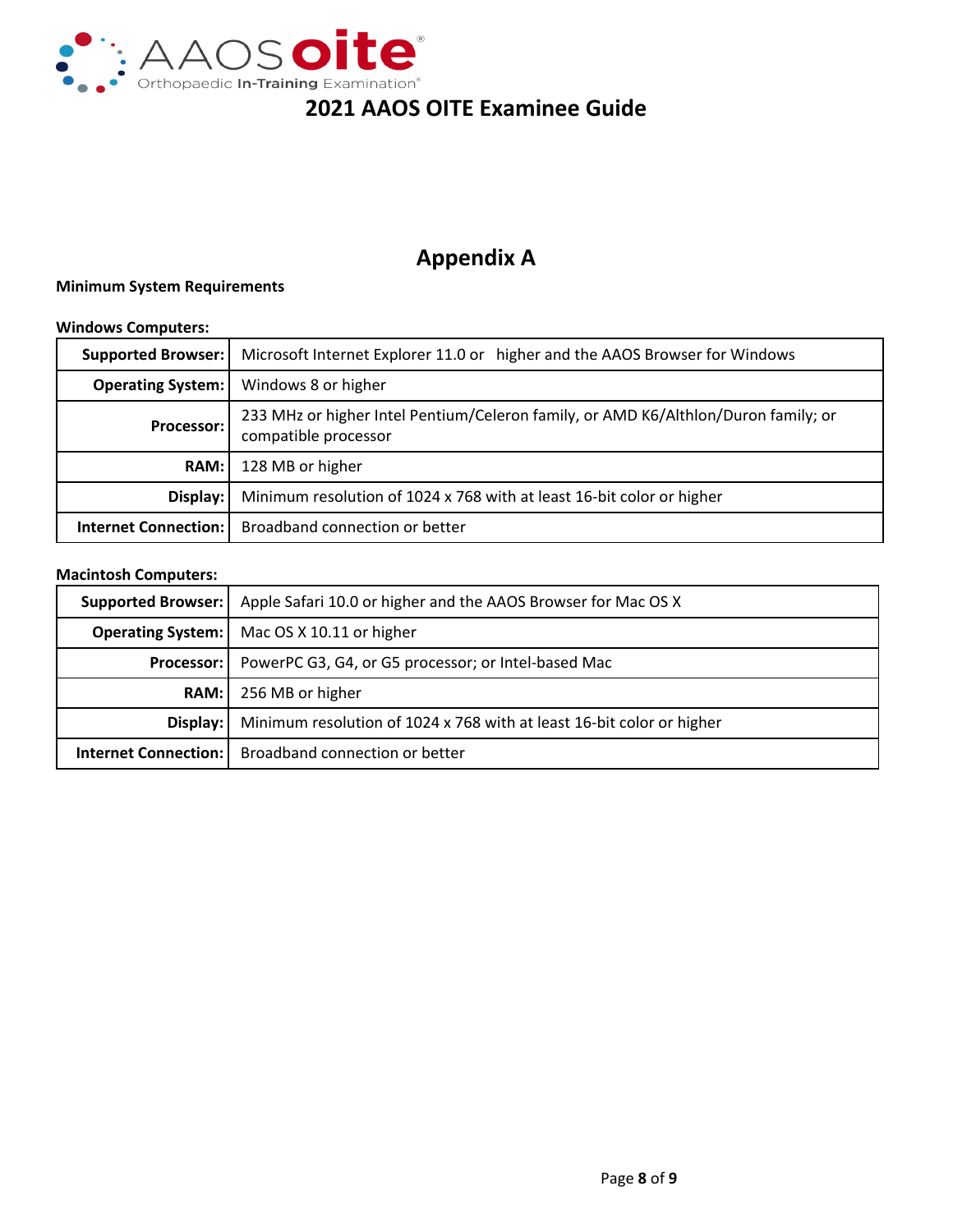# Appendix A

**Minimum System Requirements**

**Windows Computers:**

| | |
|---|---|
| **Supported Browser:** | Microsoft Internet Explorer 11.0 or higher and the AAOS Browser for Windows |
| **Operating System:** | Windows 8 or higher |
| **Processor:** | 233 MHz or higher Intel Pentium/Celeron family, or AMD K6/Althlon/Duron family; or compatible processor |
| **RAM:** | 128 MB or higher |
| **Display:** | Minimum resolution of 1024 x 768 with at least 16-bit color or higher |
| **Internet Connection:** | Broadband connection or better |

**Macintosh Computers:**

| | |
|---|---|
| **Supported Browser:** | Apple Safari 10.0 or higher and the AAOS Browser for Mac OS X |
| **Operating System:** | Mac OS X 10.11 or higher |
| **Processor:** | PowerPC G3, G4, or G5 processor; or Intel-based Mac |
| **RAM:** | 256 MB or higher |
| **Display:** | Minimum resolution of 1024 x 768 with at least 16-bit color or higher |
| **Internet Connection:** | Broadband connection or better |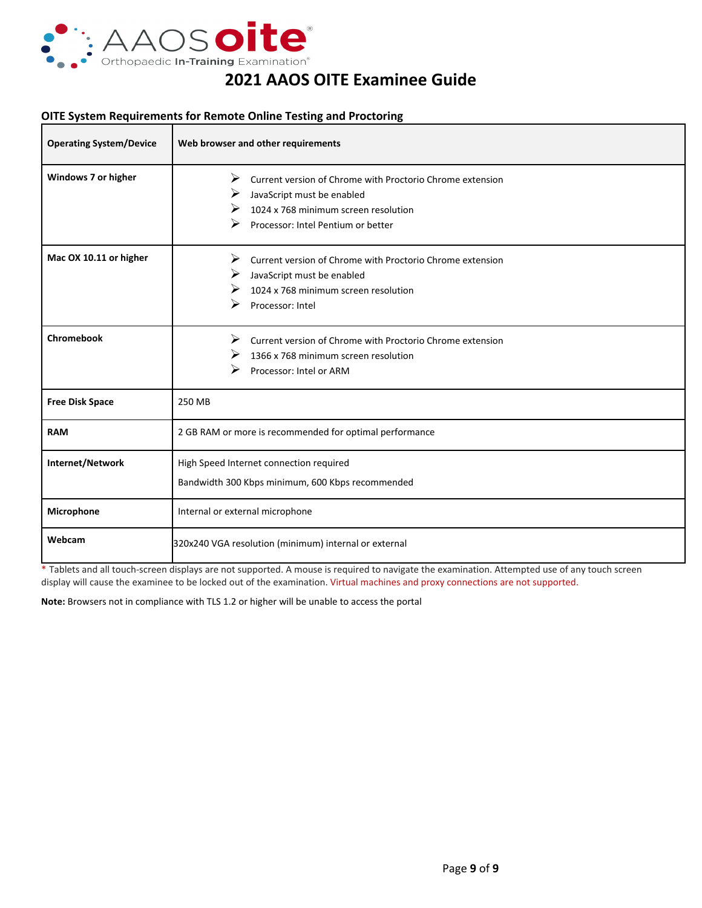# 2021 AAOS OITE Examinee Guide

**OITE System Requirements for Remote Online Testing and Proctoring**

| Operating System/Device | Web browser and other requirements |
|---|---|
| **Windows 7 or higher** | ➢ Current version of Chrome with Proctorio Chrome extension<br>➢ JavaScript must be enabled<br>➢ 1024 x 768 minimum screen resolution<br>➢ Processor: Intel Pentium or better |
| **Mac OX 10.11 or higher** | ➢ Current version of Chrome with Proctorio Chrome extension<br>➢ JavaScript must be enabled<br>➢ 1024 x 768 minimum screen resolution<br>➢ Processor: Intel |
| **Chromebook** | ➢ Current version of Chrome with Proctorio Chrome extension<br>➢ 1366 x 768 minimum screen resolution<br>➢ Processor: Intel or ARM |
| **Free Disk Space** | 250 MB |
| **RAM** | 2 GB RAM or more is recommended for optimal performance |
| **Internet/Network** | High Speed Internet connection required<br>Bandwidth 300 Kbps minimum, 600 Kbps recommended |
| **Microphone** | Internal or external microphone |
| **Webcam** | 320x240 VGA resolution (minimum) internal or external |

* Tablets and all touch-screen displays are not supported. A mouse is required to navigate the examination. Attempted use of any touch screen display will cause the examinee to be locked out of the examination. Virtual machines and proxy connections are not supported.

**Note:** Browsers not in compliance with TLS 1.2 or higher will be unable to access the portal